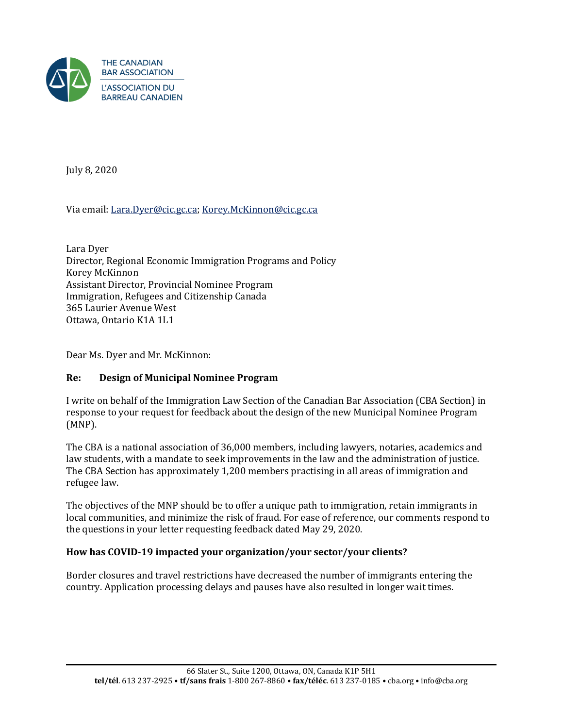THE CANADIAN BAR ASSOCIATION
L'ASSOCIATION DU BARREAU CANADIEN

July 8, 2020

Via email: Lara.Dyer@cic.gc.ca; Korey.McKinnon@cic.gc.ca

Lara Dyer
Director, Regional Economic Immigration Programs and Policy
Korey McKinnon
Assistant Director, Provincial Nominee Program
Immigration, Refugees and Citizenship Canada
365 Laurier Avenue West
Ottawa, Ontario K1A 1L1

Dear Ms. Dyer and Mr. McKinnon:

**Re: Design of Municipal Nominee Program**

I write on behalf of the Immigration Law Section of the Canadian Bar Association (CBA Section) in response to your request for feedback about the design of the new Municipal Nominee Program (MNP).

The CBA is a national association of 36,000 members, including lawyers, notaries, academics and law students, with a mandate to seek improvements in the law and the administration of justice. The CBA Section has approximately 1,200 members practising in all areas of immigration and refugee law.

The objectives of the MNP should be to offer a unique path to immigration, retain immigrants in local communities, and minimize the risk of fraud. For ease of reference, our comments respond to the questions in your letter requesting feedback dated May 29, 2020.

**How has COVID-19 impacted your organization/your sector/your clients?**

Border closures and travel restrictions have decreased the number of immigrants entering the country. Application processing delays and pauses have also resulted in longer wait times.

66 Slater St., Suite 1200, Ottawa, ON, Canada K1P 5H1
**tel/tél**. 613 237-2925 • **tf/sans frais** 1-800 267-8860 • **fax/téléc**. 613 237-0185 • cba.org • info@cba.org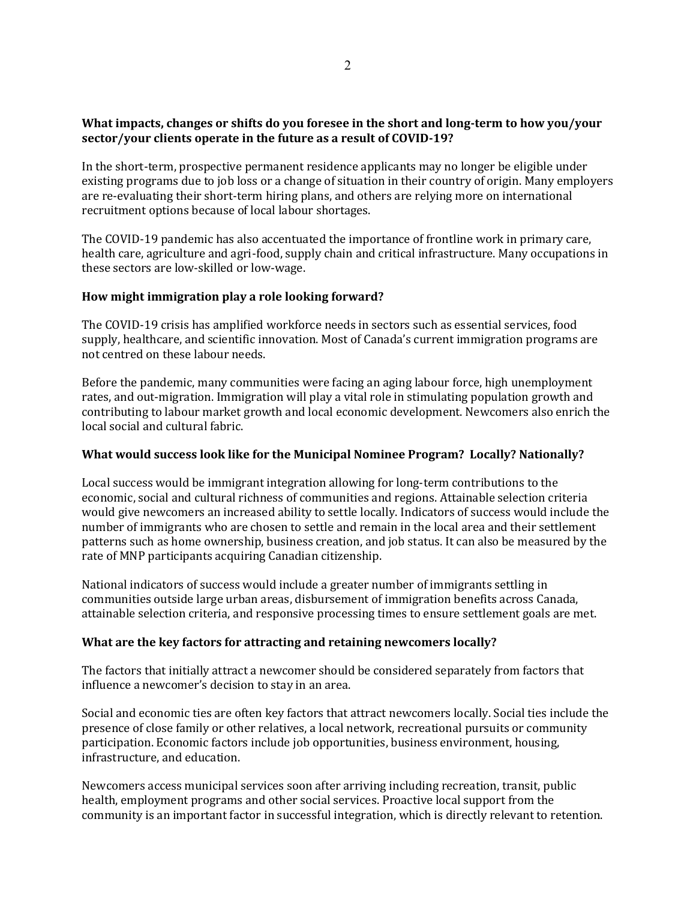**What impacts, changes or shifts do you foresee in the short and long-term to how you/your sector/your clients operate in the future as a result of COVID-19?**

In the short-term, prospective permanent residence applicants may no longer be eligible under existing programs due to job loss or a change of situation in their country of origin. Many employers are re-evaluating their short-term hiring plans, and others are relying more on international recruitment options because of local labour shortages.

The COVID-19 pandemic has also accentuated the importance of frontline work in primary care, health care, agriculture and agri-food, supply chain and critical infrastructure. Many occupations in these sectors are low-skilled or low-wage.

**How might immigration play a role looking forward?**

The COVID-19 crisis has amplified workforce needs in sectors such as essential services, food supply, healthcare, and scientific innovation. Most of Canada's current immigration programs are not centred on these labour needs.

Before the pandemic, many communities were facing an aging labour force, high unemployment rates, and out-migration. Immigration will play a vital role in stimulating population growth and contributing to labour market growth and local economic development. Newcomers also enrich the local social and cultural fabric.

**What would success look like for the Municipal Nominee Program? Locally? Nationally?**

Local success would be immigrant integration allowing for long-term contributions to the economic, social and cultural richness of communities and regions. Attainable selection criteria would give newcomers an increased ability to settle locally. Indicators of success would include the number of immigrants who are chosen to settle and remain in the local area and their settlement patterns such as home ownership, business creation, and job status. It can also be measured by the rate of MNP participants acquiring Canadian citizenship.

National indicators of success would include a greater number of immigrants settling in communities outside large urban areas, disbursement of immigration benefits across Canada, attainable selection criteria, and responsive processing times to ensure settlement goals are met.

**What are the key factors for attracting and retaining newcomers locally?**

The factors that initially attract a newcomer should be considered separately from factors that influence a newcomer's decision to stay in an area.

Social and economic ties are often key factors that attract newcomers locally. Social ties include the presence of close family or other relatives, a local network, recreational pursuits or community participation. Economic factors include job opportunities, business environment, housing, infrastructure, and education.

Newcomers access municipal services soon after arriving including recreation, transit, public health, employment programs and other social services. Proactive local support from the community is an important factor in successful integration, which is directly relevant to retention.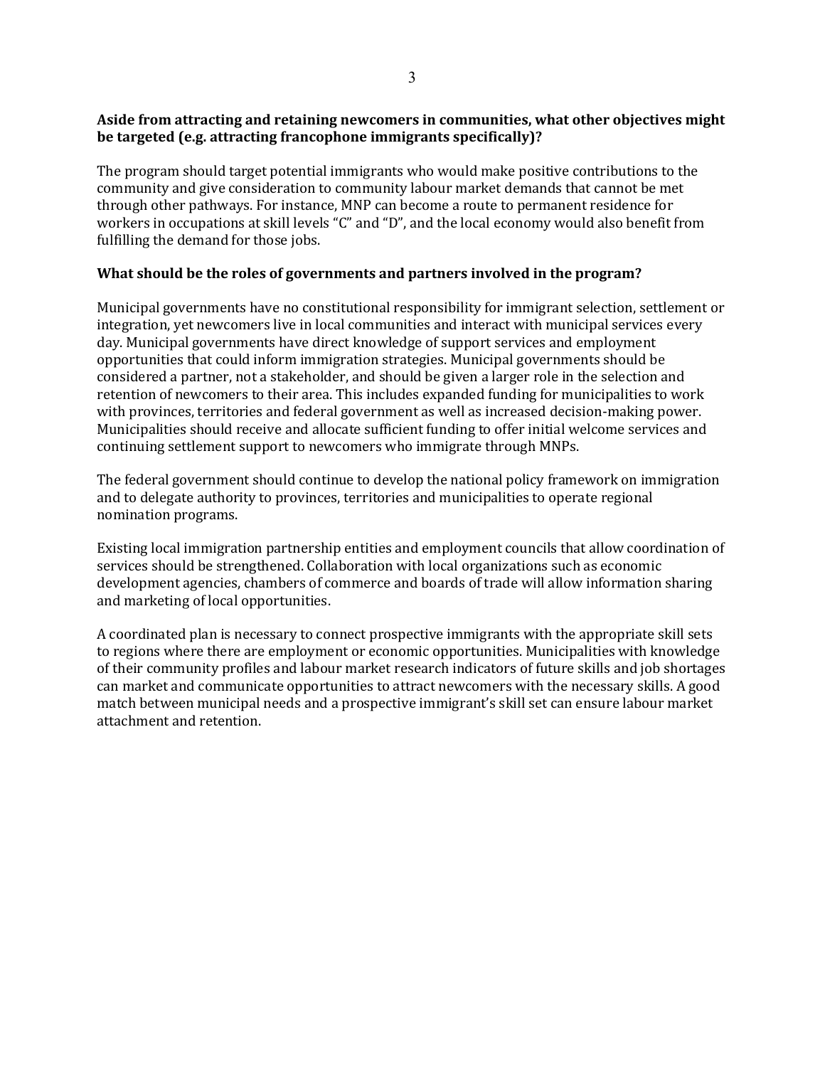**Aside from attracting and retaining newcomers in communities, what other objectives might be targeted (e.g. attracting francophone immigrants specifically)?**

The program should target potential immigrants who would make positive contributions to the community and give consideration to community labour market demands that cannot be met through other pathways. For instance, MNP can become a route to permanent residence for workers in occupations at skill levels "C" and "D", and the local economy would also benefit from fulfilling the demand for those jobs.

**What should be the roles of governments and partners involved in the program?**

Municipal governments have no constitutional responsibility for immigrant selection, settlement or integration, yet newcomers live in local communities and interact with municipal services every day. Municipal governments have direct knowledge of support services and employment opportunities that could inform immigration strategies. Municipal governments should be considered a partner, not a stakeholder, and should be given a larger role in the selection and retention of newcomers to their area. This includes expanded funding for municipalities to work with provinces, territories and federal government as well as increased decision-making power. Municipalities should receive and allocate sufficient funding to offer initial welcome services and continuing settlement support to newcomers who immigrate through MNPs.

The federal government should continue to develop the national policy framework on immigration and to delegate authority to provinces, territories and municipalities to operate regional nomination programs.

Existing local immigration partnership entities and employment councils that allow coordination of services should be strengthened. Collaboration with local organizations such as economic development agencies, chambers of commerce and boards of trade will allow information sharing and marketing of local opportunities.

A coordinated plan is necessary to connect prospective immigrants with the appropriate skill sets to regions where there are employment or economic opportunities. Municipalities with knowledge of their community profiles and labour market research indicators of future skills and job shortages can market and communicate opportunities to attract newcomers with the necessary skills. A good match between municipal needs and a prospective immigrant's skill set can ensure labour market attachment and retention.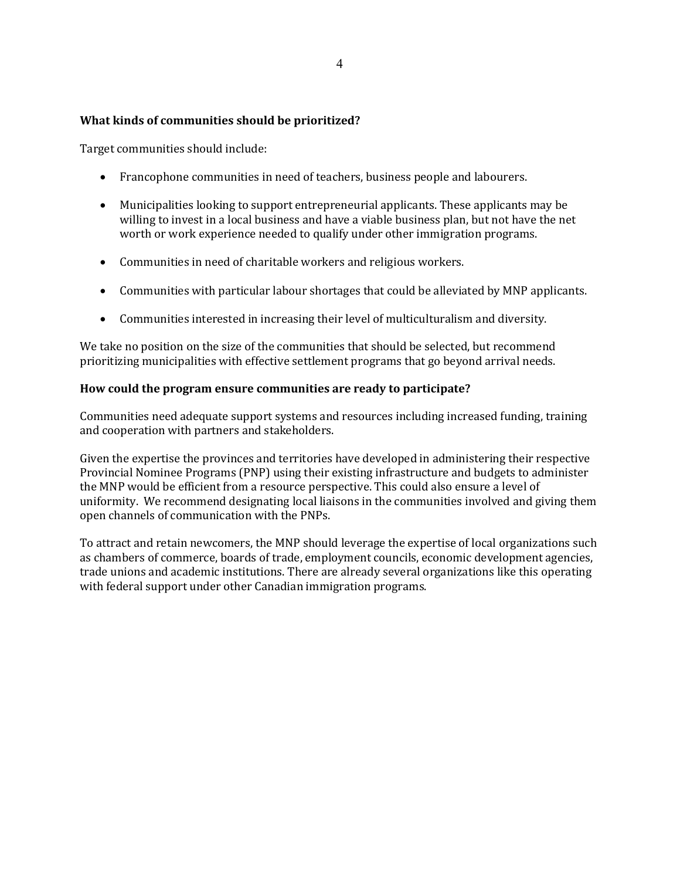**What kinds of communities should be prioritized?**

Target communities should include:

- Francophone communities in need of teachers, business people and labourers.
- Municipalities looking to support entrepreneurial applicants. These applicants may be willing to invest in a local business and have a viable business plan, but not have the net worth or work experience needed to qualify under other immigration programs.
- Communities in need of charitable workers and religious workers.
- Communities with particular labour shortages that could be alleviated by MNP applicants.
- Communities interested in increasing their level of multiculturalism and diversity.

We take no position on the size of the communities that should be selected, but recommend prioritizing municipalities with effective settlement programs that go beyond arrival needs.

**How could the program ensure communities are ready to participate?**

Communities need adequate support systems and resources including increased funding, training and cooperation with partners and stakeholders.

Given the expertise the provinces and territories have developed in administering their respective Provincial Nominee Programs (PNP) using their existing infrastructure and budgets to administer the MNP would be efficient from a resource perspective. This could also ensure a level of uniformity. We recommend designating local liaisons in the communities involved and giving them open channels of communication with the PNPs.

To attract and retain newcomers, the MNP should leverage the expertise of local organizations such as chambers of commerce, boards of trade, employment councils, economic development agencies, trade unions and academic institutions. There are already several organizations like this operating with federal support under other Canadian immigration programs.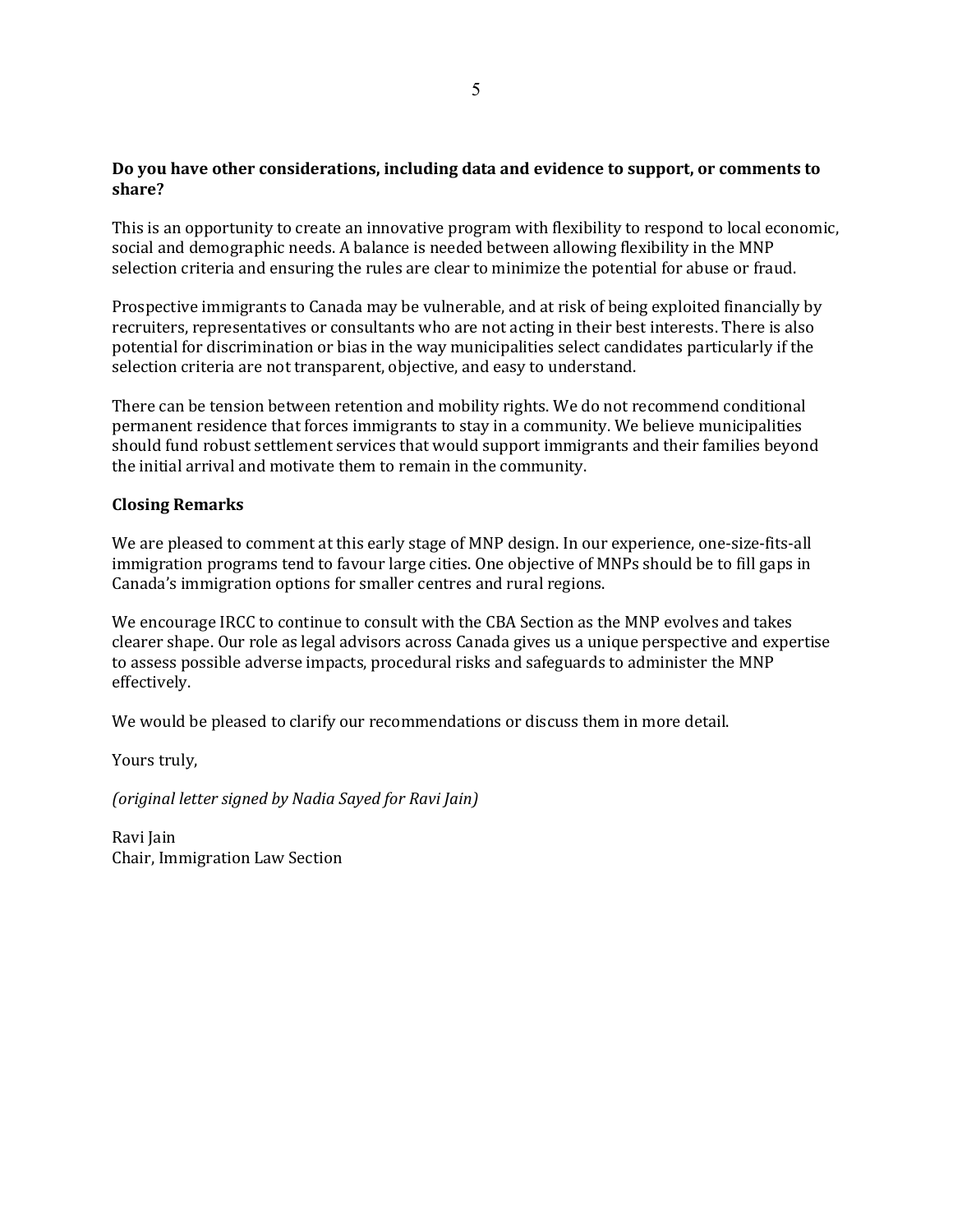**Do you have other considerations, including data and evidence to support, or comments to share?**

This is an opportunity to create an innovative program with flexibility to respond to local economic, social and demographic needs. A balance is needed between allowing flexibility in the MNP selection criteria and ensuring the rules are clear to minimize the potential for abuse or fraud.

Prospective immigrants to Canada may be vulnerable, and at risk of being exploited financially by recruiters, representatives or consultants who are not acting in their best interests. There is also potential for discrimination or bias in the way municipalities select candidates particularly if the selection criteria are not transparent, objective, and easy to understand.

There can be tension between retention and mobility rights. We do not recommend conditional permanent residence that forces immigrants to stay in a community. We believe municipalities should fund robust settlement services that would support immigrants and their families beyond the initial arrival and motivate them to remain in the community.

## Closing Remarks

We are pleased to comment at this early stage of MNP design. In our experience, one-size-fits-all immigration programs tend to favour large cities. One objective of MNPs should be to fill gaps in Canada's immigration options for smaller centres and rural regions.

We encourage IRCC to continue to consult with the CBA Section as the MNP evolves and takes clearer shape. Our role as legal advisors across Canada gives us a unique perspective and expertise to assess possible adverse impacts, procedural risks and safeguards to administer the MNP effectively.

We would be pleased to clarify our recommendations or discuss them in more detail.

Yours truly,

*(original letter signed by Nadia Sayed for Ravi Jain)*

Ravi Jain
Chair, Immigration Law Section